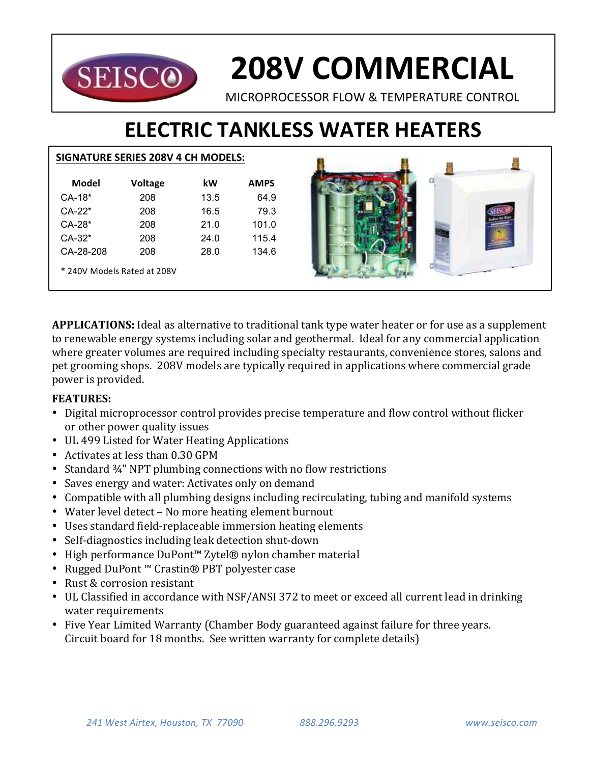# 208V COMMERCIAL

MICROPROCESSOR FLOW & TEMPERATURE CONTROL

# ELECTRIC TANKLESS WATER HEATERS

**SIGNATURE SERIES 208V 4 CH MODELS:**

| Model | Voltage | kW | AMPS |
|---|---|---|---|
| CA-18* | 208 | 13.5 | 64.9 |
| CA-22* | 208 | 16.5 | 79.3 |
| CA-28* | 208 | 21.0 | 101.0 |
| CA-32* | 208 | 24.0 | 115.4 |
| CA-28-208 | 208 | 28.0 | 134.6 |

* 240V Models Rated at 208V

**APPLICATIONS:** Ideal as alternative to traditional tank type water heater or for use as a supplement to renewable energy systems including solar and geothermal. Ideal for any commercial application where greater volumes are required including specialty restaurants, convenience stores, salons and pet grooming shops. 208V models are typically required in applications where commercial grade power is provided.

**FEATURES:**

- Digital microprocessor control provides precise temperature and flow control without flicker or other power quality issues
- UL 499 Listed for Water Heating Applications
- Activates at less than 0.30 GPM
- Standard ¾" NPT plumbing connections with no flow restrictions
- Saves energy and water: Activates only on demand
- Compatible with all plumbing designs including recirculating, tubing and manifold systems
- Water level detect – No more heating element burnout
- Uses standard field-replaceable immersion heating elements
- Self-diagnostics including leak detection shut-down
- High performance DuPont™ Zytel® nylon chamber material
- Rugged DuPont ™ Crastin® PBT polyester case
- Rust & corrosion resistant
- UL Classified in accordance with NSF/ANSI 372 to meet or exceed all current lead in drinking water requirements
- Five Year Limited Warranty (Chamber Body guaranteed against failure for three years. Circuit board for 18 months. See written warranty for complete details)

*241 West Airtex, Houston, TX 77090* *888.296.9293* *www.seisco.com*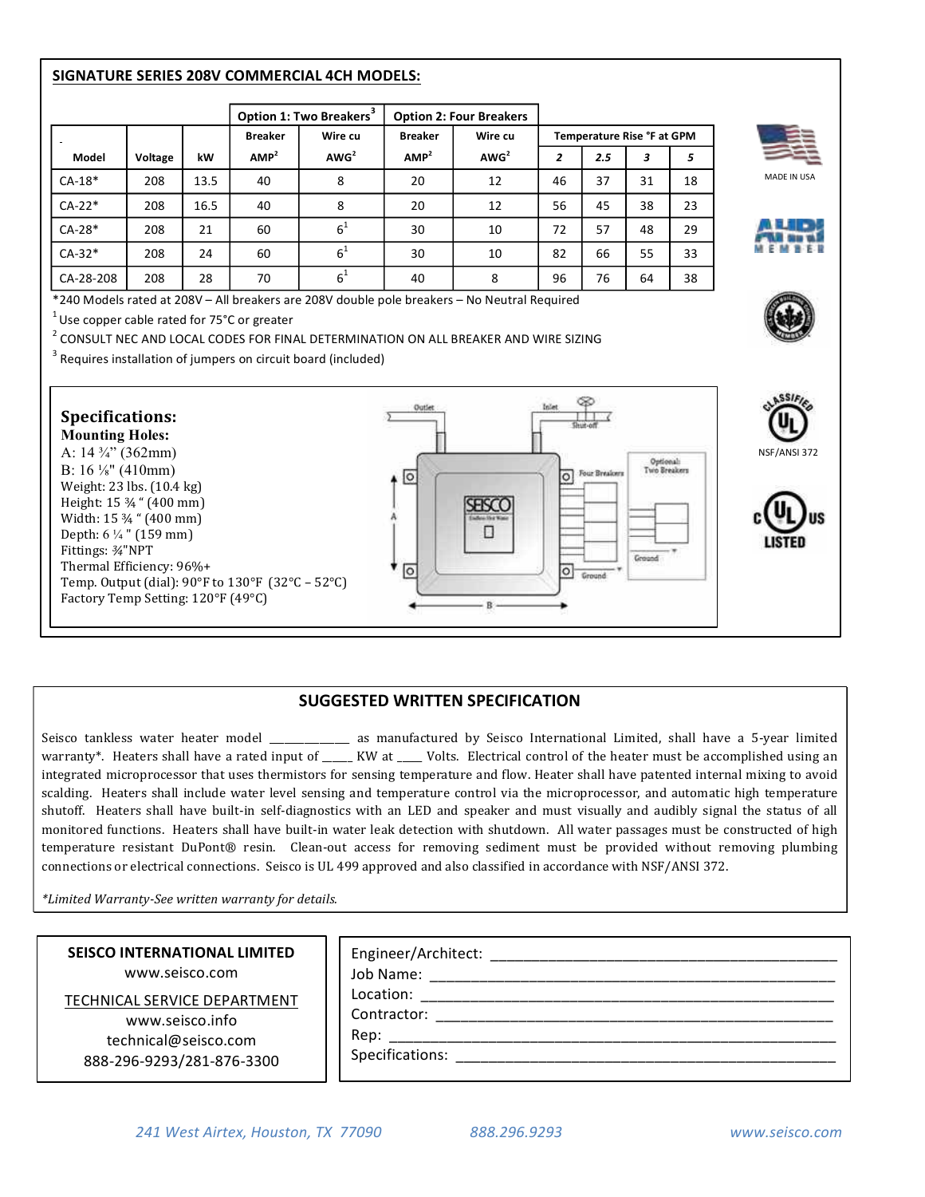## SIGNATURE SERIES 208V COMMERCIAL 4CH MODELS:

| Model | Voltage | kW | Option 1: Two Breakers[3] Breaker AMP[2] | Option 1: Two Breakers[3] Wire cu AWG[2] | Option 2: Four Breakers Breaker AMP[2] | Option 2: Four Breakers Wire cu AWG[2] | Temperature Rise °F at GPM 2 | 2.5 | 3 | 5 |
|---|---|---|---|---|---|---|---|---|---|---|
| CA-18* | 208 | 13.5 | 40 | 8 | 20 | 12 | 46 | 37 | 31 | 18 |
| CA-22* | 208 | 16.5 | 40 | 8 | 20 | 12 | 56 | 45 | 38 | 23 |
| CA-28* | 208 | 21 | 60 | 6[1] | 30 | 10 | 72 | 57 | 48 | 29 |
| CA-32* | 208 | 24 | 60 | 6[1] | 30 | 10 | 82 | 66 | 55 | 33 |
| CA-28-208 | 208 | 28 | 70 | 6[1] | 40 | 8 | 96 | 76 | 64 | 38 |

*240 Models rated at 208V – All breakers are 208V double pole breakers – No Neutral Required

[1] Use copper cable rated for 75°C or greater

[2] CONSULT NEC AND LOCAL CODES FOR FINAL DETERMINATION ON ALL BREAKER AND WIRE SIZING

[3] Requires installation of jumpers on circuit board (included)

MADE IN USA

NSF/ANSI 372

### Specifications:

**Mounting Holes:**

A: 14 ¾" (362mm)
B: 16 ⅛" (410mm)
Weight: 23 lbs. (10.4 kg)
Height: 15 ¾ " (400 mm)
Width: 15 ¾ " (400 mm)
Depth: 6 ¼ " (159 mm)
Fittings: ¾"NPT
Thermal Efficiency: 96%+
Temp. Output (dial): 90°F to 130°F (32°C – 52°C)
Factory Temp Setting: 120°F (49°C)

Outlet
Inlet
Shut-off
Four Breakers
Optional: Two Breakers
Ground
Ground
A
B

## SUGGESTED WRITTEN SPECIFICATION

Seisco tankless water heater model ____________ as manufactured by Seisco International Limited, shall have a 5-year limited warranty*. Heaters shall have a rated input of _____ KW at ____ Volts. Electrical control of the heater must be accomplished using an integrated microprocessor that uses thermistors for sensing temperature and flow. Heater shall have patented internal mixing to avoid scalding. Heaters shall include water level sensing and temperature control via the microprocessor, and automatic high temperature shutoff. Heaters shall have built-in self-diagnostics with an LED and speaker and must visually and audibly signal the status of all monitored functions. Heaters shall have built-in water leak detection with shutdown. All water passages must be constructed of high temperature resistant DuPont® resin. Clean-out access for removing sediment must be provided without removing plumbing connections or electrical connections. Seisco is UL 499 approved and also classified in accordance with NSF/ANSI 372.

*\*Limited Warranty-See written warranty for details.*

**SEISCO INTERNATIONAL LIMITED**
www.seisco.com

TECHNICAL SERVICE DEPARTMENT
www.seisco.info
technical@seisco.com
888-296-9293/281-876-3300

Engineer/Architect: ____________________________________________
Job Name: ____________________________________________________
Location: _____________________________________________________
Contractor: ___________________________________________________
Rep: _________________________________________________________
Specifications: ________________________________________________

*241 West Airtex, Houston, TX 77090* *888.296.9293* *www.seisco.com*